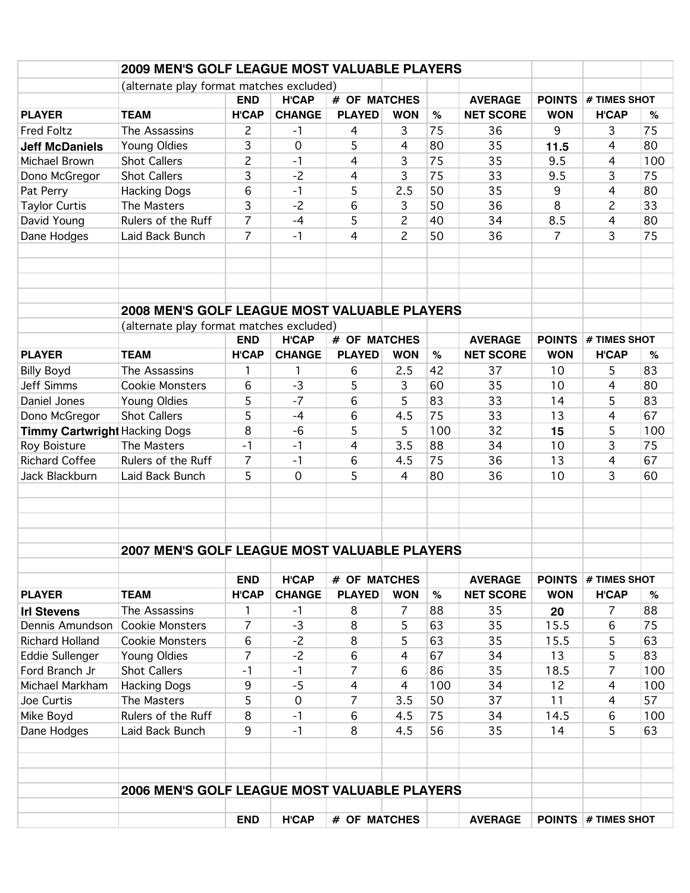## 2009 MEN'S GOLF LEAGUE MOST VALUABLE PLAYERS

(alternate play format matches excluded)

| | | END | H'CAP | # OF MATCHES | | | AVERAGE | POINTS | # TIMES SHOT | |
|---|---|---|---|---|---|---|---|---|---|---|
| PLAYER | TEAM | H'CAP | CHANGE | PLAYED | WON | % | NET SCORE | WON | H'CAP | % |
| Fred Foltz | The Assassins | 2 | -1 | 4 | 3 | 75 | 36 | 9 | 3 | 75 |
| **Jeff McDaniels** | Young Oldies | 3 | 0 | 5 | 4 | 80 | 35 | **11.5** | 4 | 80 |
| Michael Brown | Shot Callers | 2 | -1 | 4 | 3 | 75 | 35 | 9.5 | 4 | 100 |
| Dono McGregor | Shot Callers | 3 | -2 | 4 | 3 | 75 | 33 | 9.5 | 3 | 75 |
| Pat Perry | Hacking Dogs | 6 | -1 | 5 | 2.5 | 50 | 35 | 9 | 4 | 80 |
| Taylor Curtis | The Masters | 3 | -2 | 6 | 3 | 50 | 36 | 8 | 2 | 33 |
| David Young | Rulers of the Ruff | 7 | -4 | 5 | 2 | 40 | 34 | 8.5 | 4 | 80 |
| Dane Hodges | Laid Back Bunch | 7 | -1 | 4 | 2 | 50 | 36 | 7 | 3 | 75 |

## 2008 MEN'S GOLF LEAGUE MOST VALUABLE PLAYERS

(alternate play format matches excluded)

| | | END | H'CAP | # OF MATCHES | | | AVERAGE | POINTS | # TIMES SHOT | |
|---|---|---|---|---|---|---|---|---|---|---|
| PLAYER | TEAM | H'CAP | CHANGE | PLAYED | WON | % | NET SCORE | WON | H'CAP | % |
| Billy Boyd | The Assassins | 1 | 1 | 6 | 2.5 | 42 | 37 | 10 | 5 | 83 |
| Jeff Simms | Cookie Monsters | 6 | -3 | 5 | 3 | 60 | 35 | 10 | 4 | 80 |
| Daniel Jones | Young Oldies | 5 | -7 | 6 | 5 | 83 | 33 | 14 | 5 | 83 |
| Dono McGregor | Shot Callers | 5 | -4 | 6 | 4.5 | 75 | 33 | 13 | 4 | 67 |
| **Timmy Cartwright** | Hacking Dogs | 8 | -6 | 5 | 5 | 100 | 32 | **15** | 5 | 100 |
| Roy Boisture | The Masters | -1 | -1 | 4 | 3.5 | 88 | 34 | 10 | 3 | 75 |
| Richard Coffee | Rulers of the Ruff | 7 | -1 | 6 | 4.5 | 75 | 36 | 13 | 4 | 67 |
| Jack Blackburn | Laid Back Bunch | 5 | 0 | 5 | 4 | 80 | 36 | 10 | 3 | 60 |

## 2007 MEN'S GOLF LEAGUE MOST VALUABLE PLAYERS

| | | END | H'CAP | # OF MATCHES | | | AVERAGE | POINTS | # TIMES SHOT | |
|---|---|---|---|---|---|---|---|---|---|---|
| PLAYER | TEAM | H'CAP | CHANGE | PLAYED | WON | % | NET SCORE | WON | H'CAP | % |
| **Irl Stevens** | The Assassins | 1 | -1 | 8 | 7 | 88 | 35 | **20** | 7 | 88 |
| Dennis Amundson | Cookie Monsters | 7 | -3 | 8 | 5 | 63 | 35 | 15.5 | 6 | 75 |
| Richard Holland | Cookie Monsters | 6 | -2 | 8 | 5 | 63 | 35 | 15.5 | 5 | 63 |
| Eddie Sullenger | Young Oldies | 7 | -2 | 6 | 4 | 67 | 34 | 13 | 5 | 83 |
| Ford Branch Jr | Shot Callers | -1 | -1 | 7 | 6 | 86 | 35 | 18.5 | 7 | 100 |
| Michael Markham | Hacking Dogs | 9 | -5 | 4 | 4 | 100 | 34 | 12 | 4 | 100 |
| Joe Curtis | The Masters | 5 | 0 | 7 | 3.5 | 50 | 37 | 11 | 4 | 57 |
| Mike Boyd | Rulers of the Ruff | 8 | -1 | 6 | 4.5 | 75 | 34 | 14.5 | 6 | 100 |
| Dane Hodges | Laid Back Bunch | 9 | -1 | 8 | 4.5 | 56 | 35 | 14 | 5 | 63 |

## 2006 MEN'S GOLF LEAGUE MOST VALUABLE PLAYERS

| | | END | H'CAP | # OF MATCHES | | | AVERAGE | POINTS | # TIMES SHOT | |
|---|---|---|---|---|---|---|---|---|---|---|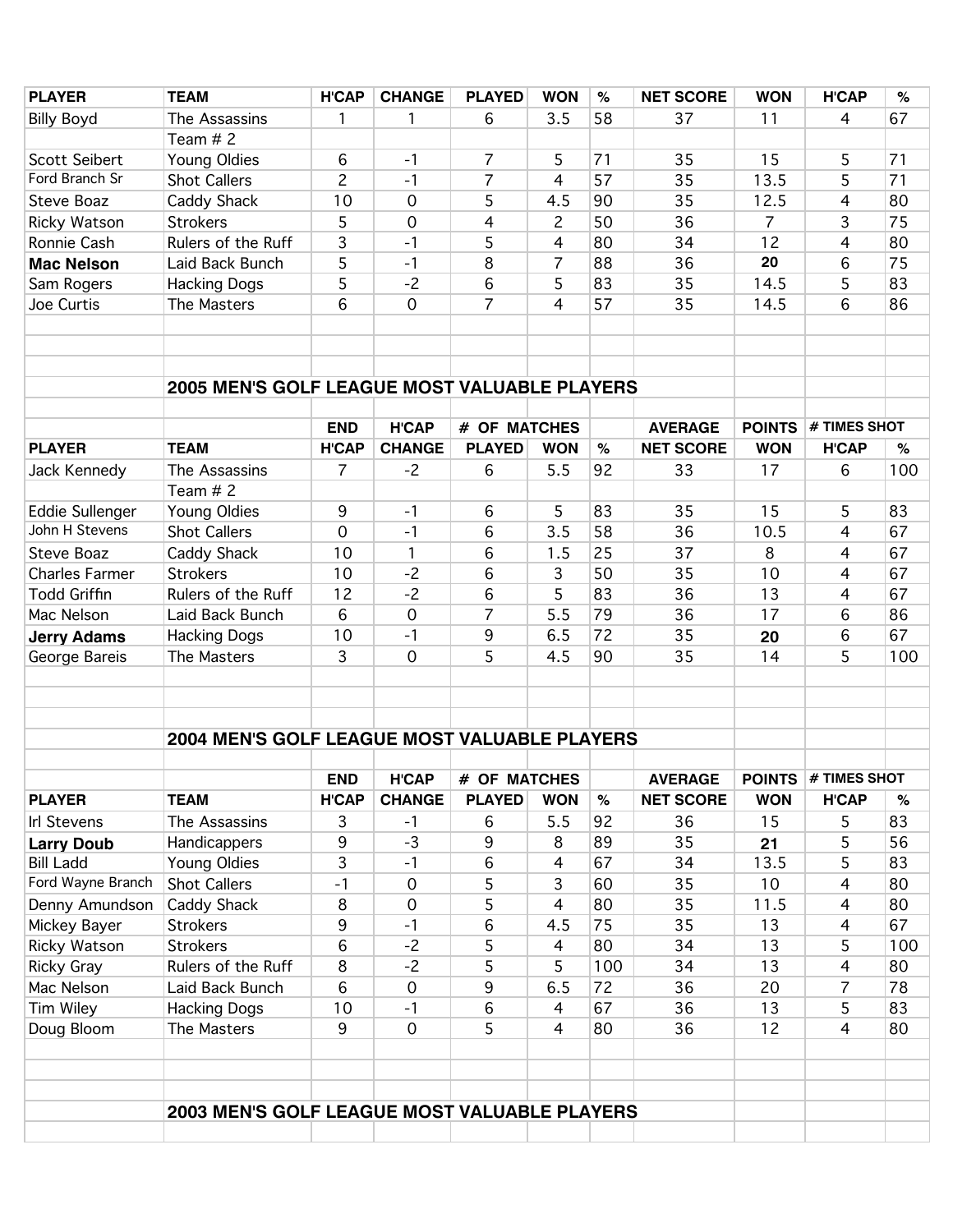| PLAYER | TEAM | H'CAP | CHANGE | PLAYED | WON | % | NET SCORE | WON | H'CAP | % |
|---|---|---|---|---|---|---|---|---|---|---|
| Billy Boyd | The Assassins | 1 | 1 | 6 | 3.5 | 58 | 37 | 11 | 4 | 67 |
| | Team # 2 | | | | | | | | | |
| Scott Seibert | Young Oldies | 6 | -1 | 7 | 5 | 71 | 35 | 15 | 5 | 71 |
| Ford Branch Sr | Shot Callers | 2 | -1 | 7 | 4 | 57 | 35 | 13.5 | 5 | 71 |
| Steve Boaz | Caddy Shack | 10 | 0 | 5 | 4.5 | 90 | 35 | 12.5 | 4 | 80 |
| Ricky Watson | Strokers | 5 | 0 | 4 | 2 | 50 | 36 | 7 | 3 | 75 |
| Ronnie Cash | Rulers of the Ruff | 3 | -1 | 5 | 4 | 80 | 34 | 12 | 4 | 80 |
| **Mac Nelson** | Laid Back Bunch | 5 | -1 | 8 | 7 | 88 | 36 | **20** | 6 | 75 |
| Sam Rogers | Hacking Dogs | 5 | -2 | 6 | 5 | 83 | 35 | 14.5 | 5 | 83 |
| Joe Curtis | The Masters | 6 | 0 | 7 | 4 | 57 | 35 | 14.5 | 6 | 86 |

## 2005 MEN'S GOLF LEAGUE MOST VALUABLE PLAYERS

| | | END | H'CAP | # OF MATCHES | | | AVERAGE | POINTS | # TIMES SHOT | |
|---|---|---|---|---|---|---|---|---|---|---|
| PLAYER | TEAM | H'CAP | CHANGE | PLAYED | WON | % | NET SCORE | WON | H'CAP | % |
| Jack Kennedy | The Assassins | 7 | -2 | 6 | 5.5 | 92 | 33 | 17 | 6 | 100 |
| | Team # 2 | | | | | | | | | |
| Eddie Sullenger | Young Oldies | 9 | -1 | 6 | 5 | 83 | 35 | 15 | 5 | 83 |
| John H Stevens | Shot Callers | 0 | -1 | 6 | 3.5 | 58 | 36 | 10.5 | 4 | 67 |
| Steve Boaz | Caddy Shack | 10 | 1 | 6 | 1.5 | 25 | 37 | 8 | 4 | 67 |
| Charles Farmer | Strokers | 10 | -2 | 6 | 3 | 50 | 35 | 10 | 4 | 67 |
| Todd Griffin | Rulers of the Ruff | 12 | -2 | 6 | 5 | 83 | 36 | 13 | 4 | 67 |
| Mac Nelson | Laid Back Bunch | 6 | 0 | 7 | 5.5 | 79 | 36 | 17 | 6 | 86 |
| **Jerry Adams** | Hacking Dogs | 10 | -1 | 9 | 6.5 | 72 | 35 | **20** | 6 | 67 |
| George Bareis | The Masters | 3 | 0 | 5 | 4.5 | 90 | 35 | 14 | 5 | 100 |

## 2004 MEN'S GOLF LEAGUE MOST VALUABLE PLAYERS

| | | END | H'CAP | # OF MATCHES | | | AVERAGE | POINTS | # TIMES SHOT | |
|---|---|---|---|---|---|---|---|---|---|---|
| PLAYER | TEAM | H'CAP | CHANGE | PLAYED | WON | % | NET SCORE | WON | H'CAP | % |
| Irl Stevens | The Assassins | 3 | -1 | 6 | 5.5 | 92 | 36 | 15 | 5 | 83 |
| **Larry Doub** | Handicappers | 9 | -3 | 9 | 8 | 89 | 35 | **21** | 5 | 56 |
| Bill Ladd | Young Oldies | 3 | -1 | 6 | 4 | 67 | 34 | 13.5 | 5 | 83 |
| Ford Wayne Branch | Shot Callers | -1 | 0 | 5 | 3 | 60 | 35 | 10 | 4 | 80 |
| Denny Amundson | Caddy Shack | 8 | 0 | 5 | 4 | 80 | 35 | 11.5 | 4 | 80 |
| Mickey Bayer | Strokers | 9 | -1 | 6 | 4.5 | 75 | 35 | 13 | 4 | 67 |
| Ricky Watson | Strokers | 6 | -2 | 5 | 4 | 80 | 34 | 13 | 5 | 100 |
| Ricky Gray | Rulers of the Ruff | 8 | -2 | 5 | 5 | 100 | 34 | 13 | 4 | 80 |
| Mac Nelson | Laid Back Bunch | 6 | 0 | 9 | 6.5 | 72 | 36 | 20 | 7 | 78 |
| Tim Wiley | Hacking Dogs | 10 | -1 | 6 | 4 | 67 | 36 | 13 | 5 | 83 |
| Doug Bloom | The Masters | 9 | 0 | 5 | 4 | 80 | 36 | 12 | 4 | 80 |

## 2003 MEN'S GOLF LEAGUE MOST VALUABLE PLAYERS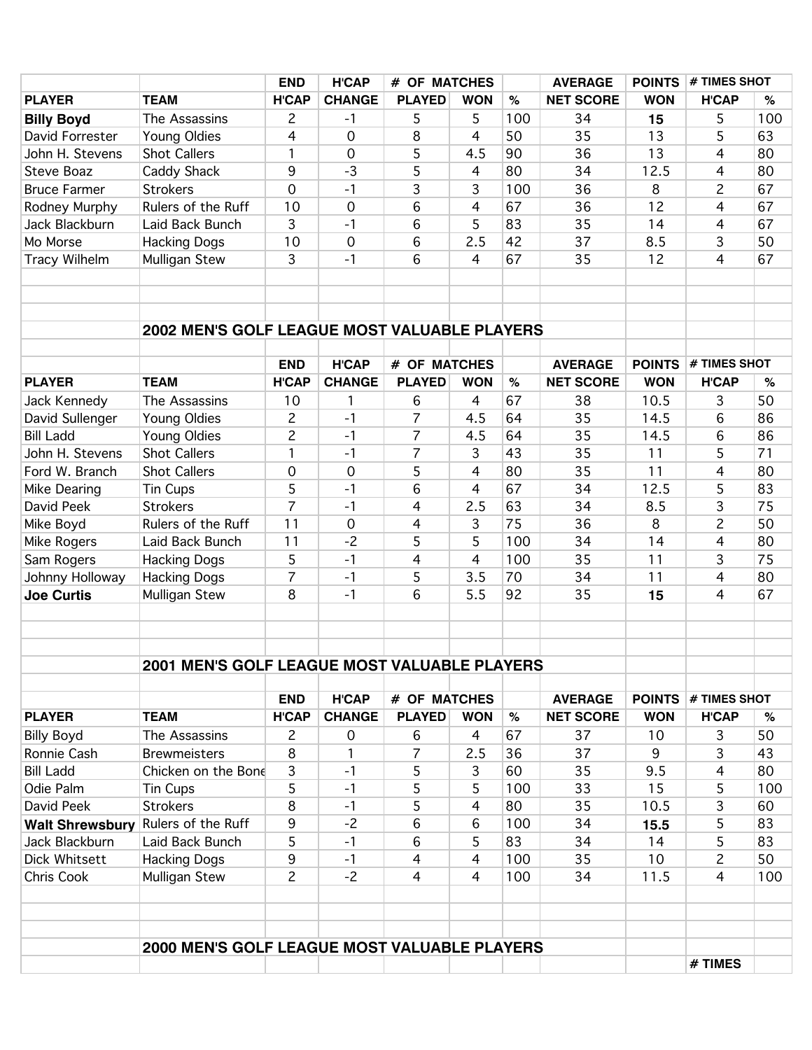| | | END | H'CAP | # OF MATCHES | | | AVERAGE | POINTS | # TIMES SHOT | |
|---|---|---|---|---|---|---|---|---|---|---|
| **PLAYER** | **TEAM** | **H'CAP** | **CHANGE** | **PLAYED** | **WON** | **%** | **NET SCORE** | **WON** | **H'CAP** | **%** |
| **Billy Boyd** | The Assassins | 2 | -1 | 5 | 5 | 100 | 34 | **15** | 5 | 100 |
| David Forrester | Young Oldies | 4 | 0 | 8 | 4 | 50 | 35 | 13 | 5 | 63 |
| John H. Stevens | Shot Callers | 1 | 0 | 5 | 4.5 | 90 | 36 | 13 | 4 | 80 |
| Steve Boaz | Caddy Shack | 9 | -3 | 5 | 4 | 80 | 34 | 12.5 | 4 | 80 |
| Bruce Farmer | Strokers | 0 | -1 | 3 | 3 | 100 | 36 | 8 | 2 | 67 |
| Rodney Murphy | Rulers of the Ruff | 10 | 0 | 6 | 4 | 67 | 36 | 12 | 4 | 67 |
| Jack Blackburn | Laid Back Bunch | 3 | -1 | 6 | 5 | 83 | 35 | 14 | 4 | 67 |
| Mo Morse | Hacking Dogs | 10 | 0 | 6 | 2.5 | 42 | 37 | 8.5 | 3 | 50 |
| Tracy Wilhelm | Mulligan Stew | 3 | -1 | 6 | 4 | 67 | 35 | 12 | 4 | 67 |

## 2002 MEN'S GOLF LEAGUE MOST VALUABLE PLAYERS

| | | END | H'CAP | # OF MATCHES | | | AVERAGE | POINTS | # TIMES SHOT | |
|---|---|---|---|---|---|---|---|---|---|---|
| **PLAYER** | **TEAM** | **H'CAP** | **CHANGE** | **PLAYED** | **WON** | **%** | **NET SCORE** | **WON** | **H'CAP** | **%** |
| Jack Kennedy | The Assassins | 10 | 1 | 6 | 4 | 67 | 38 | 10.5 | 3 | 50 |
| David Sullenger | Young Oldies | 2 | -1 | 7 | 4.5 | 64 | 35 | 14.5 | 6 | 86 |
| Bill Ladd | Young Oldies | 2 | -1 | 7 | 4.5 | 64 | 35 | 14.5 | 6 | 86 |
| John H. Stevens | Shot Callers | 1 | -1 | 7 | 3 | 43 | 35 | 11 | 5 | 71 |
| Ford W. Branch | Shot Callers | 0 | 0 | 5 | 4 | 80 | 35 | 11 | 4 | 80 |
| Mike Dearing | Tin Cups | 5 | -1 | 6 | 4 | 67 | 34 | 12.5 | 5 | 83 |
| David Peek | Strokers | 7 | -1 | 4 | 2.5 | 63 | 34 | 8.5 | 3 | 75 |
| Mike Boyd | Rulers of the Ruff | 11 | 0 | 4 | 3 | 75 | 36 | 8 | 2 | 50 |
| Mike Rogers | Laid Back Bunch | 11 | -2 | 5 | 5 | 100 | 34 | 14 | 4 | 80 |
| Sam Rogers | Hacking Dogs | 5 | -1 | 4 | 4 | 100 | 35 | 11 | 3 | 75 |
| Johnny Holloway | Hacking Dogs | 7 | -1 | 5 | 3.5 | 70 | 34 | 11 | 4 | 80 |
| **Joe Curtis** | Mulligan Stew | 8 | -1 | 6 | 5.5 | 92 | 35 | **15** | 4 | 67 |

## 2001 MEN'S GOLF LEAGUE MOST VALUABLE PLAYERS

| | | END | H'CAP | # OF MATCHES | | | AVERAGE | POINTS | # TIMES SHOT | |
|---|---|---|---|---|---|---|---|---|---|---|
| **PLAYER** | **TEAM** | **H'CAP** | **CHANGE** | **PLAYED** | **WON** | **%** | **NET SCORE** | **WON** | **H'CAP** | **%** |
| Billy Boyd | The Assassins | 2 | 0 | 6 | 4 | 67 | 37 | 10 | 3 | 50 |
| Ronnie Cash | Brewmeisters | 8 | 1 | 7 | 2.5 | 36 | 37 | 9 | 3 | 43 |
| Bill Ladd | Chicken on the Bone | 3 | -1 | 5 | 3 | 60 | 35 | 9.5 | 4 | 80 |
| Odie Palm | Tin Cups | 5 | -1 | 5 | 5 | 100 | 33 | 15 | 5 | 100 |
| David Peek | Strokers | 8 | -1 | 5 | 4 | 80 | 35 | 10.5 | 3 | 60 |
| **Walt Shrewsbury** | Rulers of the Ruff | 9 | -2 | 6 | 6 | 100 | 34 | **15.5** | 5 | 83 |
| Jack Blackburn | Laid Back Bunch | 5 | -1 | 6 | 5 | 83 | 34 | 14 | 5 | 83 |
| Dick Whitsett | Hacking Dogs | 9 | -1 | 4 | 4 | 100 | 35 | 10 | 2 | 50 |
| Chris Cook | Mulligan Stew | 2 | -2 | 4 | 4 | 100 | 34 | 11.5 | 4 | 100 |

## 2000 MEN'S GOLF LEAGUE MOST VALUABLE PLAYERS

| | | | | | | | | | # TIMES | |
|---|---|---|---|---|---|---|---|---|---|---|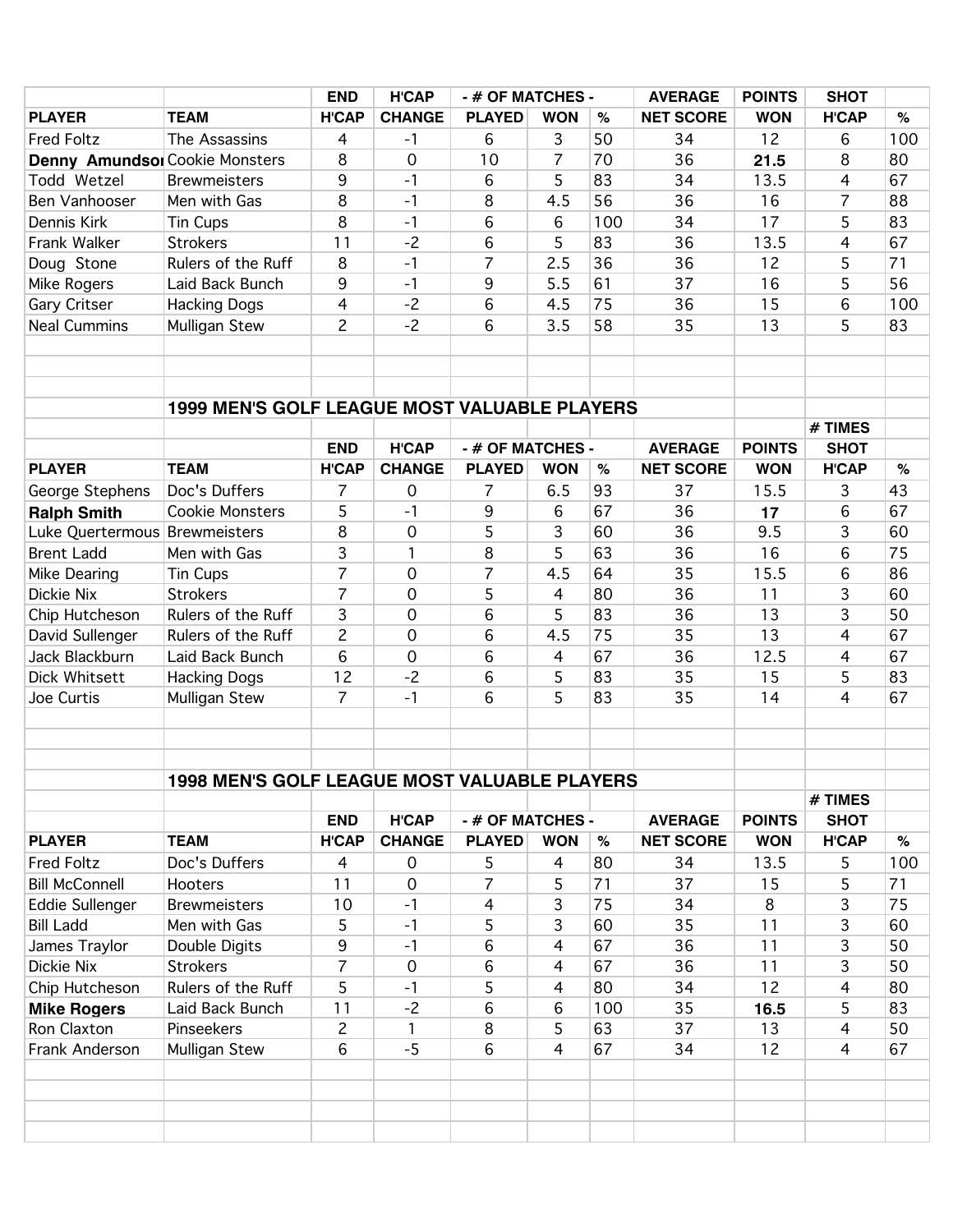| | | END | H'CAP | - # OF MATCHES - | | | AVERAGE | POINTS | SHOT | |
|---|---|---|---|---|---|---|---|---|---|---|
| **PLAYER** | **TEAM** | **H'CAP** | **CHANGE** | **PLAYED** | **WON** | **%** | **NET SCORE** | **WON** | **H'CAP** | **%** |
| Fred Foltz | The Assassins | 4 | -1 | 6 | 3 | 50 | 34 | 12 | 6 | 100 |
| **Denny Amundson** | Cookie Monsters | 8 | 0 | 10 | 7 | 70 | 36 | **21.5** | 8 | 80 |
| Todd Wetzel | Brewmeisters | 9 | -1 | 6 | 5 | 83 | 34 | 13.5 | 4 | 67 |
| Ben Vanhooser | Men with Gas | 8 | -1 | 8 | 4.5 | 56 | 36 | 16 | 7 | 88 |
| Dennis Kirk | Tin Cups | 8 | -1 | 6 | 6 | 100 | 34 | 17 | 5 | 83 |
| Frank Walker | Strokers | 11 | -2 | 6 | 5 | 83 | 36 | 13.5 | 4 | 67 |
| Doug Stone | Rulers of the Ruff | 8 | -1 | 7 | 2.5 | 36 | 36 | 12 | 5 | 71 |
| Mike Rogers | Laid Back Bunch | 9 | -1 | 9 | 5.5 | 61 | 37 | 16 | 5 | 56 |
| Gary Critser | Hacking Dogs | 4 | -2 | 6 | 4.5 | 75 | 36 | 15 | 6 | 100 |
| Neal Cummins | Mulligan Stew | 2 | -2 | 6 | 3.5 | 58 | 35 | 13 | 5 | 83 |

## 1999 MEN'S GOLF LEAGUE MOST VALUABLE PLAYERS

| | | END | H'CAP | - # OF MATCHES - | | | AVERAGE | POINTS | # TIMES SHOT | |
|---|---|---|---|---|---|---|---|---|---|---|
| **PLAYER** | **TEAM** | **H'CAP** | **CHANGE** | **PLAYED** | **WON** | **%** | **NET SCORE** | **WON** | **H'CAP** | **%** |
| George Stephens | Doc's Duffers | 7 | 0 | 7 | 6.5 | 93 | 37 | 15.5 | 3 | 43 |
| **Ralph Smith** | Cookie Monsters | 5 | -1 | 9 | 6 | 67 | 36 | **17** | 6 | 67 |
| Luke Quertermous | Brewmeisters | 8 | 0 | 5 | 3 | 60 | 36 | 9.5 | 3 | 60 |
| Brent Ladd | Men with Gas | 3 | 1 | 8 | 5 | 63 | 36 | 16 | 6 | 75 |
| Mike Dearing | Tin Cups | 7 | 0 | 7 | 4.5 | 64 | 35 | 15.5 | 6 | 86 |
| Dickie Nix | Strokers | 7 | 0 | 5 | 4 | 80 | 36 | 11 | 3 | 60 |
| Chip Hutcheson | Rulers of the Ruff | 3 | 0 | 6 | 5 | 83 | 36 | 13 | 3 | 50 |
| David Sullenger | Rulers of the Ruff | 2 | 0 | 6 | 4.5 | 75 | 35 | 13 | 4 | 67 |
| Jack Blackburn | Laid Back Bunch | 6 | 0 | 6 | 4 | 67 | 36 | 12.5 | 4 | 67 |
| Dick Whitsett | Hacking Dogs | 12 | -2 | 6 | 5 | 83 | 35 | 15 | 5 | 83 |
| Joe Curtis | Mulligan Stew | 7 | -1 | 6 | 5 | 83 | 35 | 14 | 4 | 67 |

## 1998 MEN'S GOLF LEAGUE MOST VALUABLE PLAYERS

| | | END | H'CAP | - # OF MATCHES - | | | AVERAGE | POINTS | # TIMES SHOT | |
|---|---|---|---|---|---|---|---|---|---|---|
| **PLAYER** | **TEAM** | **H'CAP** | **CHANGE** | **PLAYED** | **WON** | **%** | **NET SCORE** | **WON** | **H'CAP** | **%** |
| Fred Foltz | Doc's Duffers | 4 | 0 | 5 | 4 | 80 | 34 | 13.5 | 5 | 100 |
| Bill McConnell | Hooters | 11 | 0 | 7 | 5 | 71 | 37 | 15 | 5 | 71 |
| Eddie Sullenger | Brewmeisters | 10 | -1 | 4 | 3 | 75 | 34 | 8 | 3 | 75 |
| Bill Ladd | Men with Gas | 5 | -1 | 5 | 3 | 60 | 35 | 11 | 3 | 60 |
| James Traylor | Double Digits | 9 | -1 | 6 | 4 | 67 | 36 | 11 | 3 | 50 |
| Dickie Nix | Strokers | 7 | 0 | 6 | 4 | 67 | 36 | 11 | 3 | 50 |
| Chip Hutcheson | Rulers of the Ruff | 5 | -1 | 5 | 4 | 80 | 34 | 12 | 4 | 80 |
| **Mike Rogers** | Laid Back Bunch | 11 | -2 | 6 | 6 | 100 | 35 | **16.5** | 5 | 83 |
| Ron Claxton | Pinseekers | 2 | 1 | 8 | 5 | 63 | 37 | 13 | 4 | 50 |
| Frank Anderson | Mulligan Stew | 6 | -5 | 6 | 4 | 67 | 34 | 12 | 4 | 67 |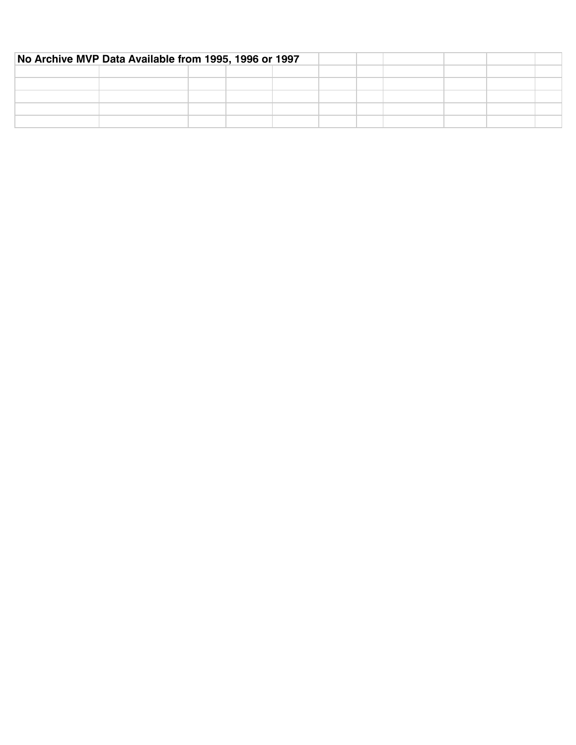**No Archive MVP Data Available from 1995, 1996 or 1997**